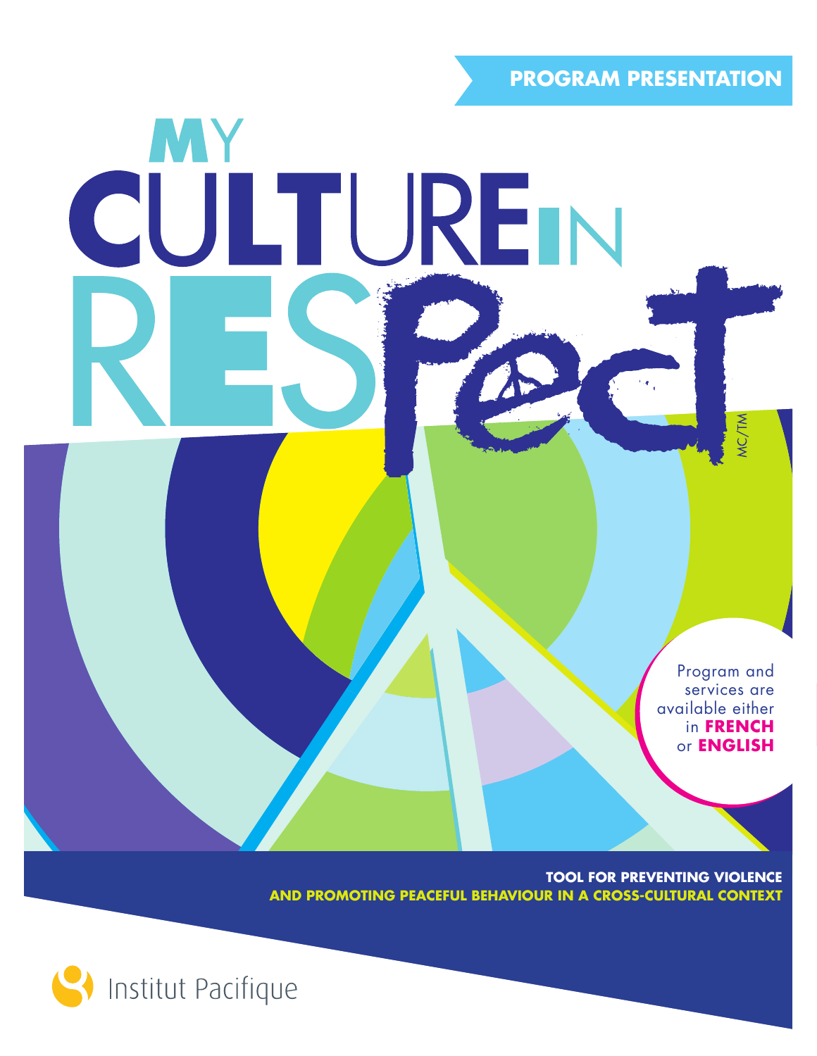PROGRAM PRESENTATION

# MY CULTURE IN RESPECT

MC/TM

Program and services are available either in **FRENCH** or **ENGLISH**

**TOOL FOR PREVENTING VIOLENCE AND PROMOTING PEACEFUL BEHAVIOUR IN A CROSS-CULTURAL CONTEXT**

Institut Pacifique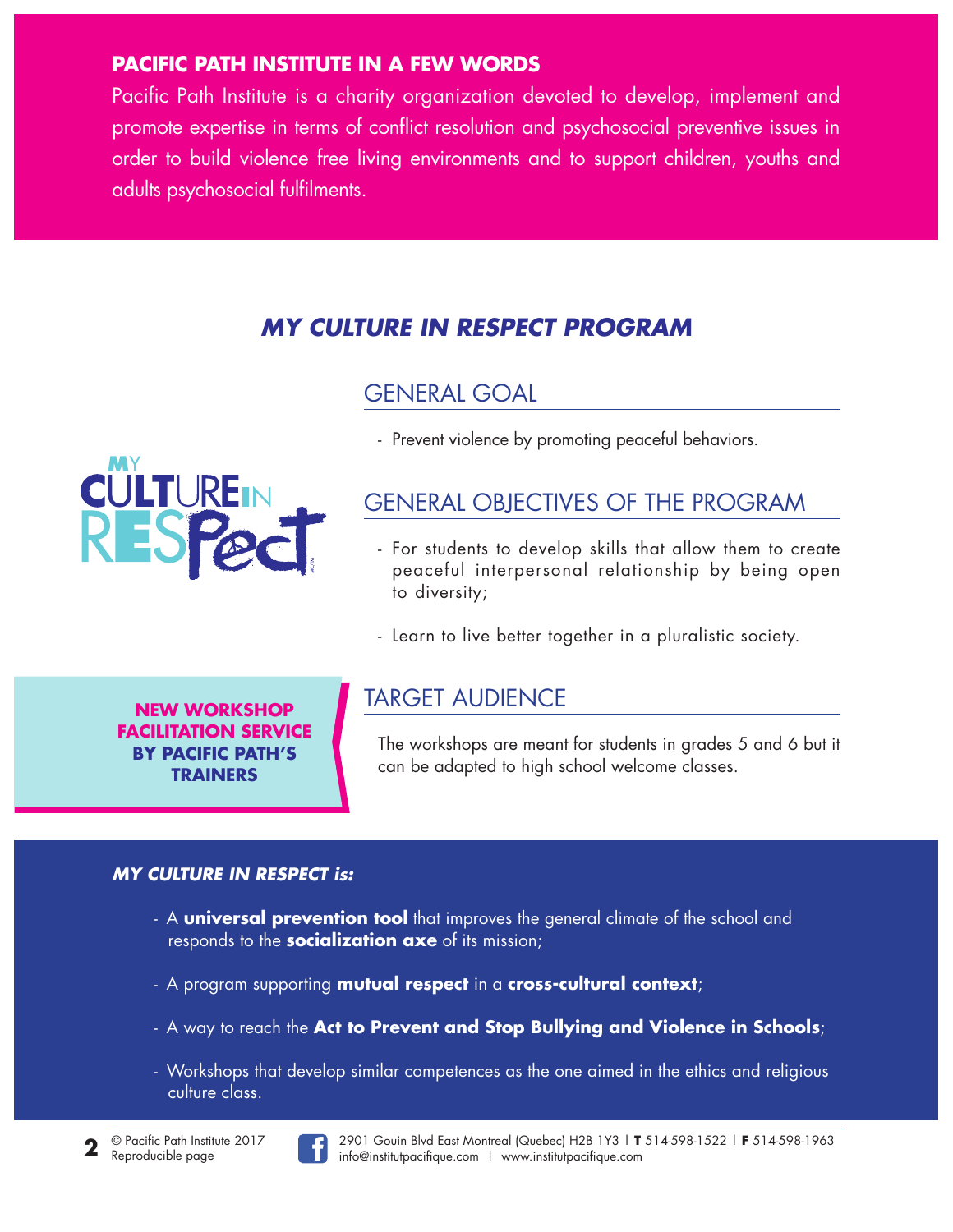## PACIFIC PATH INSTITUTE IN A FEW WORDS

Pacific Path Institute is a charity organization devoted to develop, implement and promote expertise in terms of conflict resolution and psychosocial preventive issues in order to build violence free living environments and to support children, youths and adults psychosocial fulfilments.

# *MY CULTURE IN RESPECT PROGRAM*

## GENERAL GOAL

- Prevent violence by promoting peaceful behaviors.

## GENERAL OBJECTIVES OF THE PROGRAM

- For students to develop skills that allow them to create peaceful interpersonal relationship by being open to diversity;
- Learn to live better together in a pluralistic society.

**NEW WORKSHOP FACILITATION SERVICE BY PACIFIC PATH'S TRAINERS**

## TARGET AUDIENCE

The workshops are meant for students in grades 5 and 6 but it can be adapted to high school welcome classes.

***MY CULTURE IN RESPECT is:***

- A **universal prevention tool** that improves the general climate of the school and responds to the **socialization axe** of its mission;
- A program supporting **mutual respect** in a **cross-cultural context**;
- A way to reach the **Act to Prevent and Stop Bullying and Violence in Schools**;
- Workshops that develop similar competences as the one aimed in the ethics and religious culture class.

© Pacific Path Institute 2017
Reproducible page

2901 Gouin Blvd East Montreal (Quebec) H2B 1Y3 | **T** 514-598-1522 | **F** 514-598-1963
info@institutpacifique.com | www.institutpacifique.com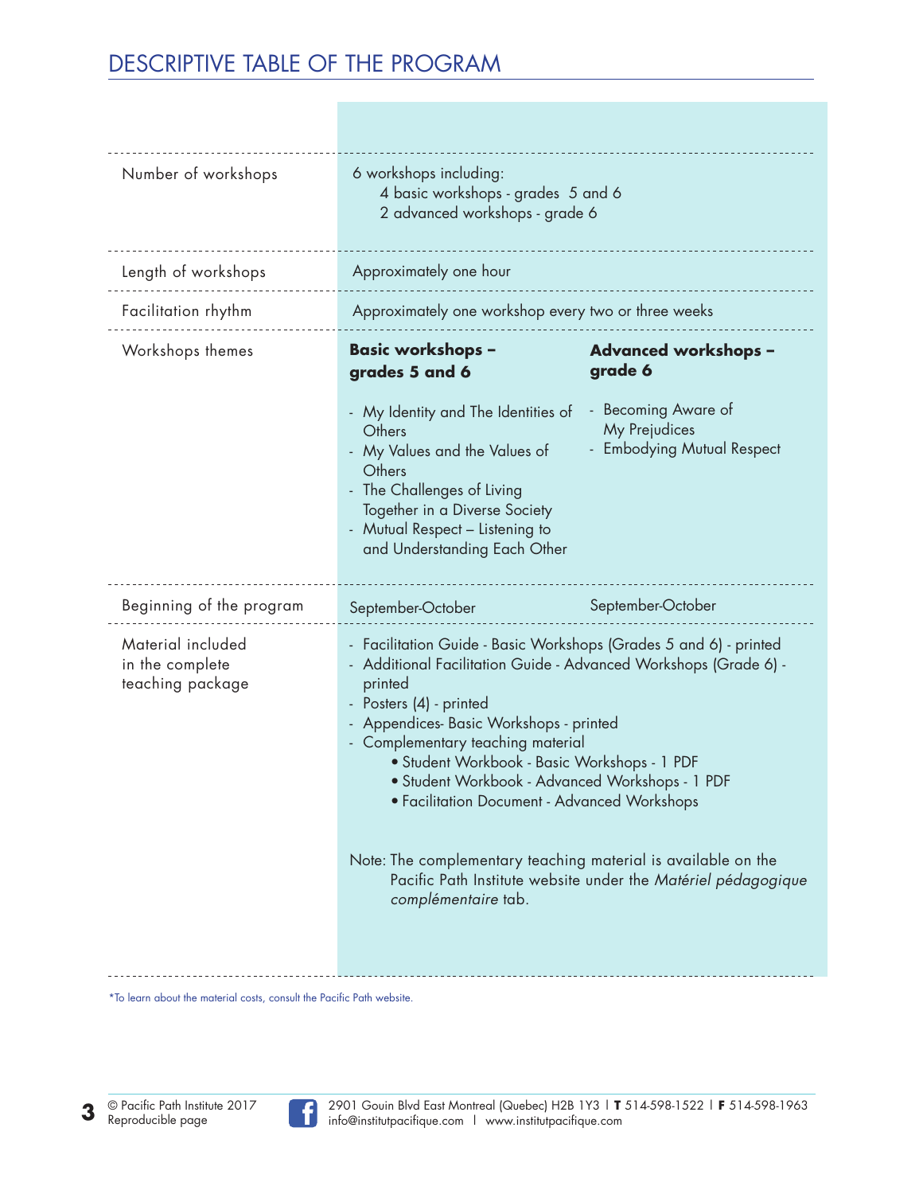# DESCRIPTIVE TABLE OF THE PROGRAM

| | | |
|---|---|---|
| Number of workshops | 6 workshops including:<br>4 basic workshops - grades 5 and 6<br>2 advanced workshops - grade 6 | |
| Length of workshops | Approximately one hour | |
| Facilitation rhythm | Approximately one workshop every two or three weeks | |
| Workshops themes | **Basic workshops – grades 5 and 6**<br>- My Identity and The Identities of Others<br>- My Values and the Values of Others<br>- The Challenges of Living Together in a Diverse Society<br>- Mutual Respect – Listening to and Understanding Each Other | **Advanced workshops – grade 6**<br>- Becoming Aware of My Prejudices<br>- Embodying Mutual Respect |
| Beginning of the program | September-October | September-October |
| Material included in the complete teaching package | - Facilitation Guide - Basic Workshops (Grades 5 and 6) - printed<br>- Additional Facilitation Guide - Advanced Workshops (Grade 6) - printed<br>- Posters (4) - printed<br>- Appendices- Basic Workshops - printed<br>- Complementary teaching material<br>• Student Workbook - Basic Workshops - 1 PDF<br>• Student Workbook - Advanced Workshops - 1 PDF<br>• Facilitation Document - Advanced Workshops<br><br>Note: The complementary teaching material is available on the Pacific Path Institute website under the *Matériel pédagogique complémentaire* tab. | |

*To learn about the material costs, consult the Pacific Path website.

© Pacific Path Institute 2017
Reproducible page

2901 Gouin Blvd East Montreal (Quebec) H2B 1Y3 | **T** 514-598-1522 | **F** 514-598-1963
info@institutpacifique.com | www.institutpacifique.com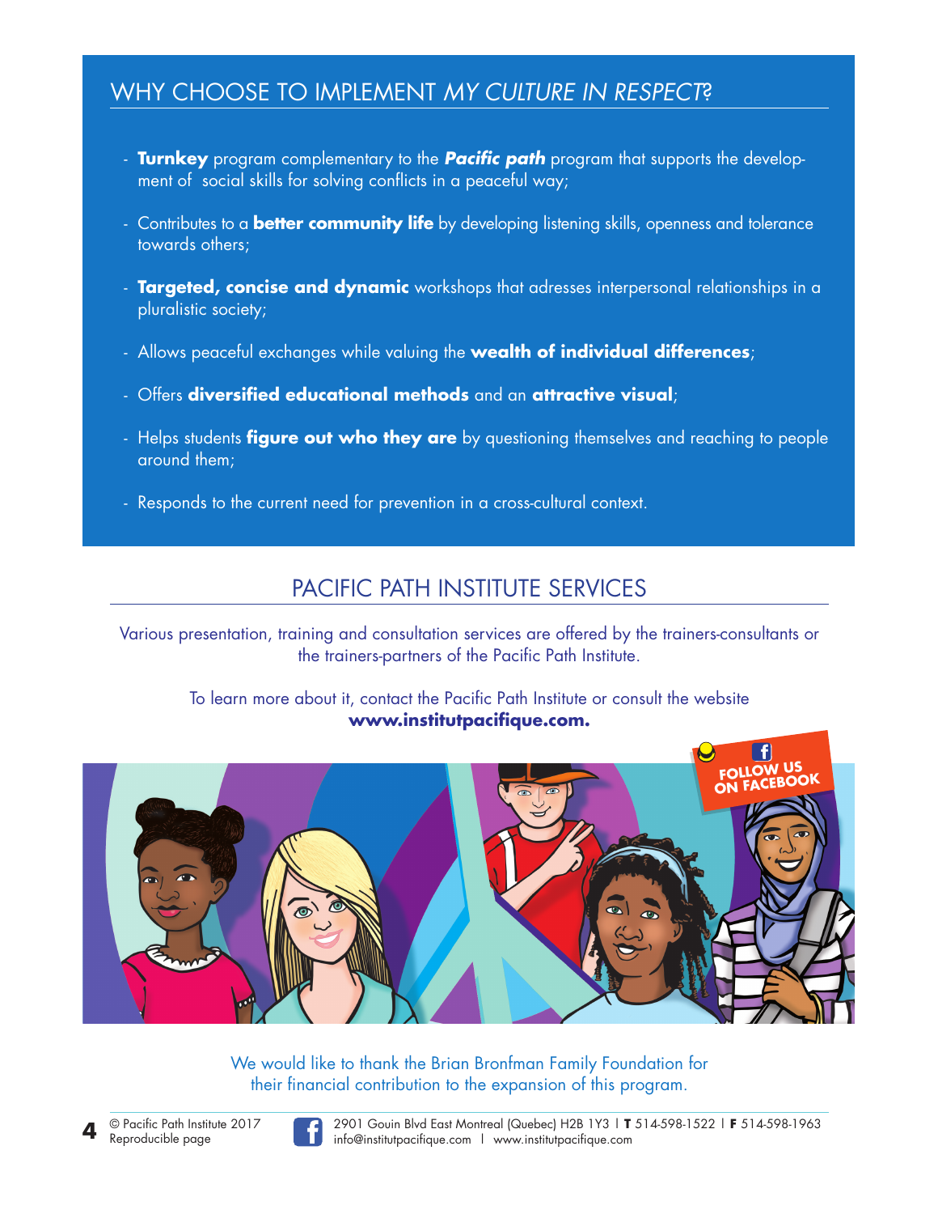## WHY CHOOSE TO IMPLEMENT *MY CULTURE IN RESPECT*?

- **Turnkey** program complementary to the ***Pacific path*** program that supports the development of social skills for solving conflicts in a peaceful way;
- Contributes to a **better community life** by developing listening skills, openness and tolerance towards others;
- **Targeted, concise and dynamic** workshops that adresses interpersonal relationships in a pluralistic society;
- Allows peaceful exchanges while valuing the **wealth of individual differences**;
- Offers **diversified educational methods** and an **attractive visual**;
- Helps students **figure out who they are** by questioning themselves and reaching to people around them;
- Responds to the current need for prevention in a cross-cultural context.

## PACIFIC PATH INSTITUTE SERVICES

Various presentation, training and consultation services are offered by the trainers-consultants or the trainers-partners of the Pacific Path Institute.

To learn more about it, contact the Pacific Path Institute or consult the website **www.institutpacifique.com.**

FOLLOW US ON FACEBOOK

We would like to thank the Brian Bronfman Family Foundation for their financial contribution to the expansion of this program.

© Pacific Path Institute 2017
Reproducible page

2901 Gouin Blvd East Montreal (Quebec) H2B 1Y3 | **T** 514-598-1522 | **F** 514-598-1963
info@institutpacifique.com | www.institutpacifique.com